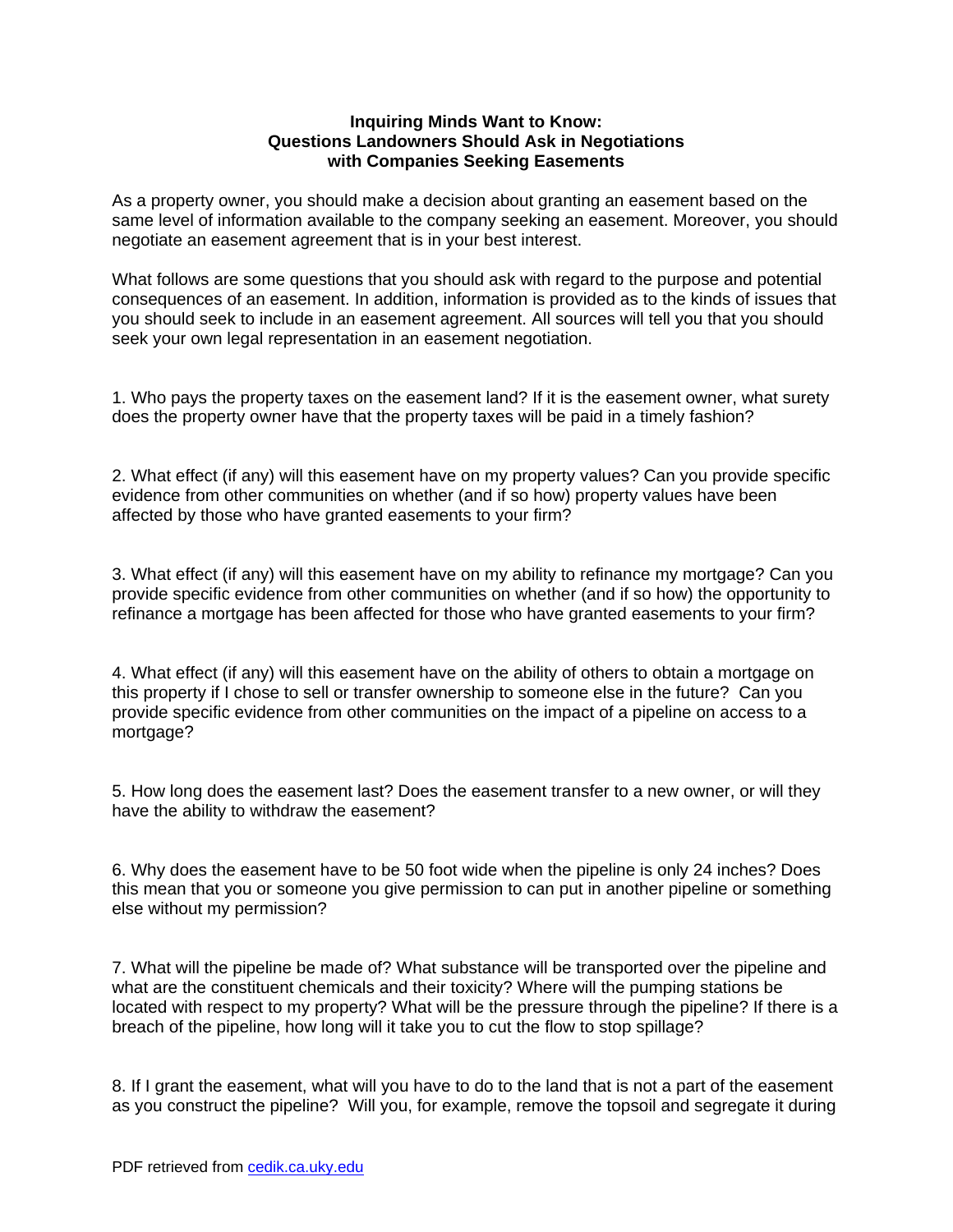# Inquiring Minds Want to Know:
# Questions Landowners Should Ask in Negotiations with Companies Seeking Easements

As a property owner, you should make a decision about granting an easement based on the same level of information available to the company seeking an easement. Moreover, you should negotiate an easement agreement that is in your best interest.

What follows are some questions that you should ask with regard to the purpose and potential consequences of an easement. In addition, information is provided as to the kinds of issues that you should seek to include in an easement agreement. All sources will tell you that you should seek your own legal representation in an easement negotiation.

1. Who pays the property taxes on the easement land? If it is the easement owner, what surety does the property owner have that the property taxes will be paid in a timely fashion?

2. What effect (if any) will this easement have on my property values? Can you provide specific evidence from other communities on whether (and if so how) property values have been affected by those who have granted easements to your firm?

3. What effect (if any) will this easement have on my ability to refinance my mortgage? Can you provide specific evidence from other communities on whether (and if so how) the opportunity to refinance a mortgage has been affected for those who have granted easements to your firm?

4. What effect (if any) will this easement have on the ability of others to obtain a mortgage on this property if I chose to sell or transfer ownership to someone else in the future? Can you provide specific evidence from other communities on the impact of a pipeline on access to a mortgage?

5. How long does the easement last? Does the easement transfer to a new owner, or will they have the ability to withdraw the easement?

6. Why does the easement have to be 50 foot wide when the pipeline is only 24 inches? Does this mean that you or someone you give permission to can put in another pipeline or something else without my permission?

7. What will the pipeline be made of? What substance will be transported over the pipeline and what are the constituent chemicals and their toxicity? Where will the pumping stations be located with respect to my property? What will be the pressure through the pipeline? If there is a breach of the pipeline, how long will it take you to cut the flow to stop spillage?

8. If I grant the easement, what will you have to do to the land that is not a part of the easement as you construct the pipeline? Will you, for example, remove the topsoil and segregate it during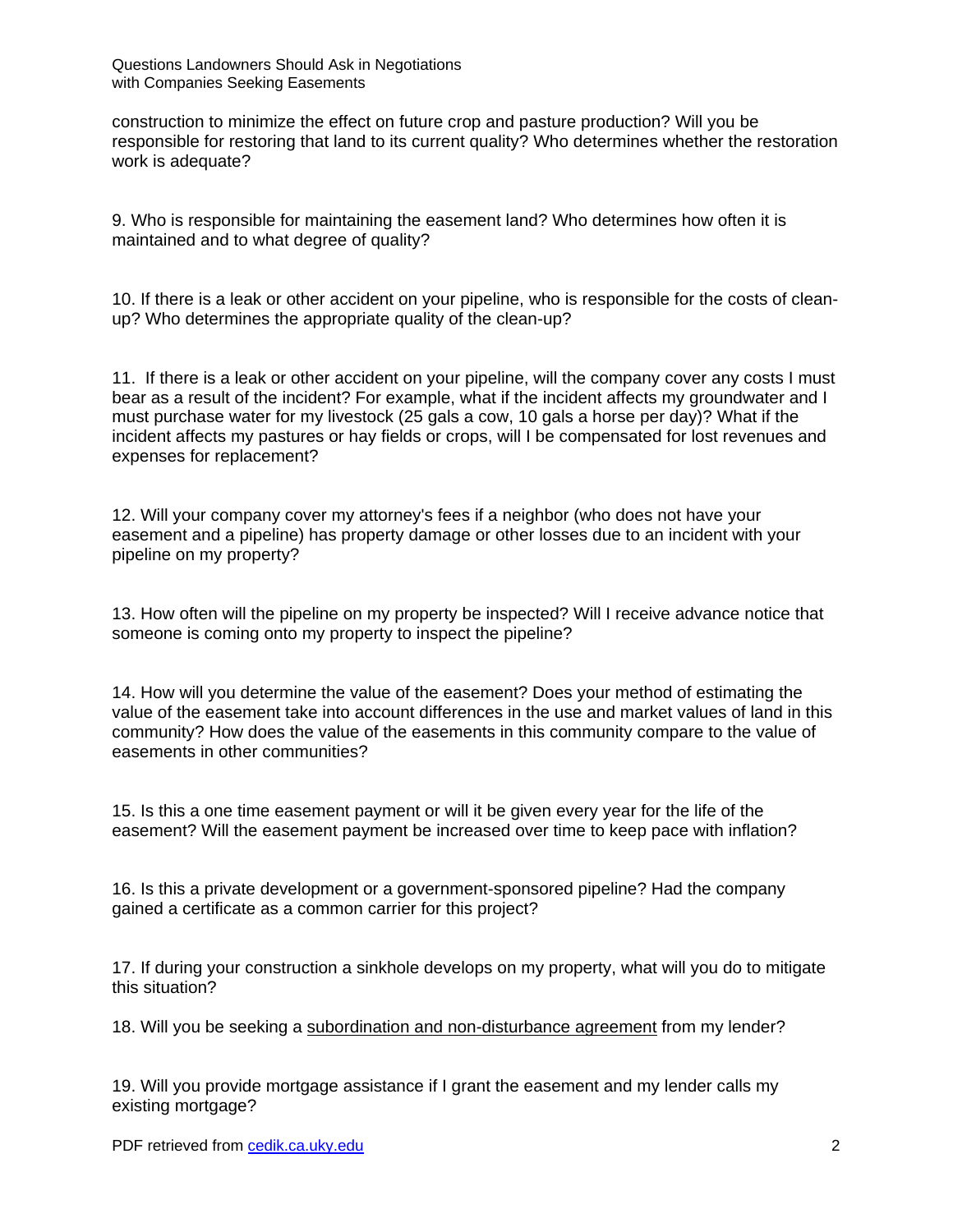construction to minimize the effect on future crop and pasture production? Will you be responsible for restoring that land to its current quality? Who determines whether the restoration work is adequate?

9. Who is responsible for maintaining the easement land? Who determines how often it is maintained and to what degree of quality?

10. If there is a leak or other accident on your pipeline, who is responsible for the costs of clean-up? Who determines the appropriate quality of the clean-up?

11. If there is a leak or other accident on your pipeline, will the company cover any costs I must bear as a result of the incident? For example, what if the incident affects my groundwater and I must purchase water for my livestock (25 gals a cow, 10 gals a horse per day)? What if the incident affects my pastures or hay fields or crops, will I be compensated for lost revenues and expenses for replacement?

12. Will your company cover my attorney's fees if a neighbor (who does not have your easement and a pipeline) has property damage or other losses due to an incident with your pipeline on my property?

13. How often will the pipeline on my property be inspected? Will I receive advance notice that someone is coming onto my property to inspect the pipeline?

14. How will you determine the value of the easement? Does your method of estimating the value of the easement take into account differences in the use and market values of land in this community? How does the value of the easements in this community compare to the value of easements in other communities?

15. Is this a one time easement payment or will it be given every year for the life of the easement? Will the easement payment be increased over time to keep pace with inflation?

16. Is this a private development or a government-sponsored pipeline? Had the company gained a certificate as a common carrier for this project?

17. If during your construction a sinkhole develops on my property, what will you do to mitigate this situation?

18. Will you be seeking a subordination and non-disturbance agreement from my lender?

19. Will you provide mortgage assistance if I grant the easement and my lender calls my existing mortgage?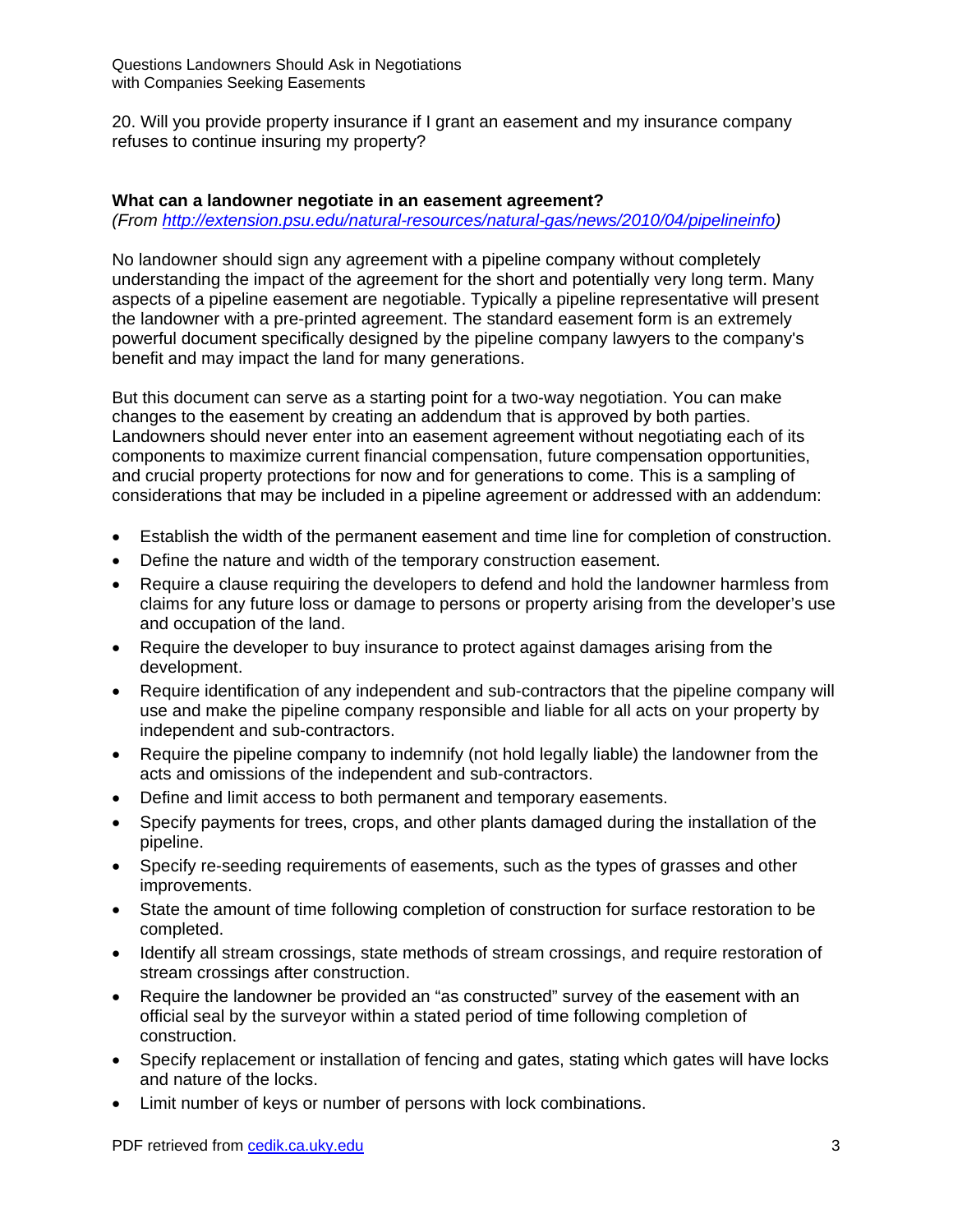20. Will you provide property insurance if I grant an easement and my insurance company refuses to continue insuring my property?

**What can a landowner negotiate in an easement agreement?**

*(From [http://extension.psu.edu/natural-resources/natural-gas/news/2010/04/pipelineinfo](http://extension.psu.edu/natural-resources/natural-gas/news/2010/04/pipelineinfo))*

No landowner should sign any agreement with a pipeline company without completely understanding the impact of the agreement for the short and potentially very long term. Many aspects of a pipeline easement are negotiable. Typically a pipeline representative will present the landowner with a pre-printed agreement. The standard easement form is an extremely powerful document specifically designed by the pipeline company lawyers to the company's benefit and may impact the land for many generations.

But this document can serve as a starting point for a two-way negotiation. You can make changes to the easement by creating an addendum that is approved by both parties. Landowners should never enter into an easement agreement without negotiating each of its components to maximize current financial compensation, future compensation opportunities, and crucial property protections for now and for generations to come. This is a sampling of considerations that may be included in a pipeline agreement or addressed with an addendum:

- Establish the width of the permanent easement and time line for completion of construction.
- Define the nature and width of the temporary construction easement.
- Require a clause requiring the developers to defend and hold the landowner harmless from claims for any future loss or damage to persons or property arising from the developer's use and occupation of the land.
- Require the developer to buy insurance to protect against damages arising from the development.
- Require identification of any independent and sub-contractors that the pipeline company will use and make the pipeline company responsible and liable for all acts on your property by independent and sub-contractors.
- Require the pipeline company to indemnify (not hold legally liable) the landowner from the acts and omissions of the independent and sub-contractors.
- Define and limit access to both permanent and temporary easements.
- Specify payments for trees, crops, and other plants damaged during the installation of the pipeline.
- Specify re-seeding requirements of easements, such as the types of grasses and other improvements.
- State the amount of time following completion of construction for surface restoration to be completed.
- Identify all stream crossings, state methods of stream crossings, and require restoration of stream crossings after construction.
- Require the landowner be provided an "as constructed" survey of the easement with an official seal by the surveyor within a stated period of time following completion of construction.
- Specify replacement or installation of fencing and gates, stating which gates will have locks and nature of the locks.
- Limit number of keys or number of persons with lock combinations.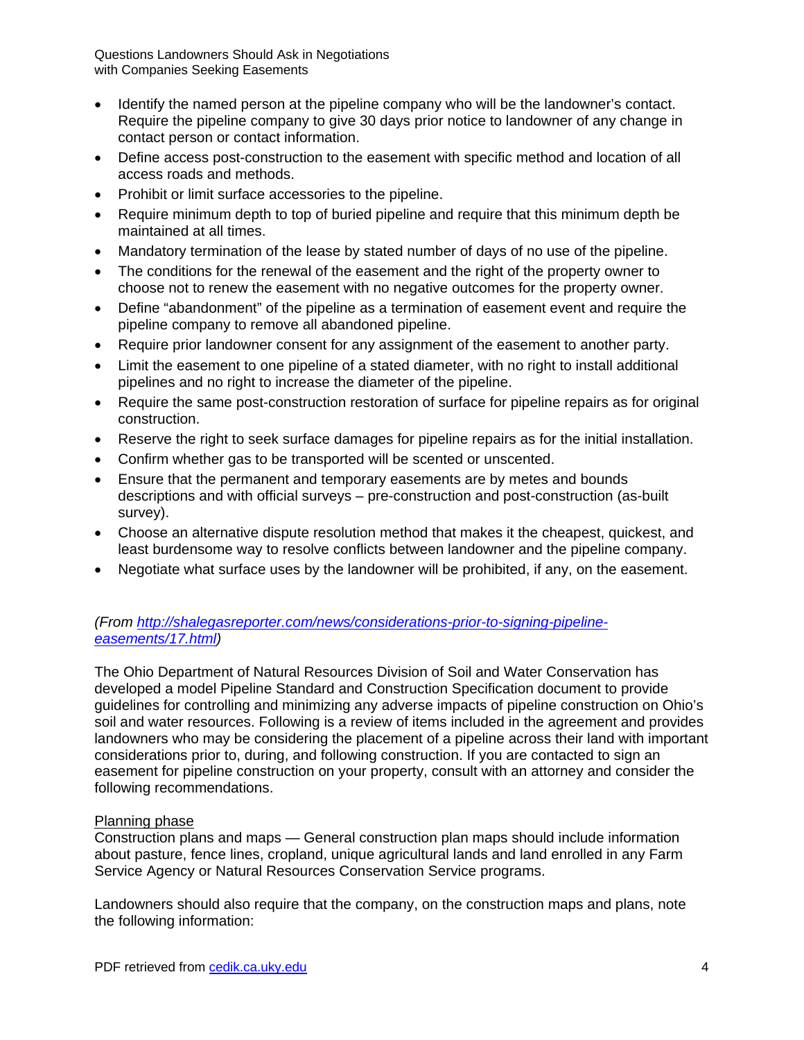- Identify the named person at the pipeline company who will be the landowner's contact. Require the pipeline company to give 30 days prior notice to landowner of any change in contact person or contact information.
- Define access post-construction to the easement with specific method and location of all access roads and methods.
- Prohibit or limit surface accessories to the pipeline.
- Require minimum depth to top of buried pipeline and require that this minimum depth be maintained at all times.
- Mandatory termination of the lease by stated number of days of no use of the pipeline.
- The conditions for the renewal of the easement and the right of the property owner to choose not to renew the easement with no negative outcomes for the property owner.
- Define "abandonment" of the pipeline as a termination of easement event and require the pipeline company to remove all abandoned pipeline.
- Require prior landowner consent for any assignment of the easement to another party.
- Limit the easement to one pipeline of a stated diameter, with no right to install additional pipelines and no right to increase the diameter of the pipeline.
- Require the same post-construction restoration of surface for pipeline repairs as for original construction.
- Reserve the right to seek surface damages for pipeline repairs as for the initial installation.
- Confirm whether gas to be transported will be scented or unscented.
- Ensure that the permanent and temporary easements are by metes and bounds descriptions and with official surveys – pre-construction and post-construction (as-built survey).
- Choose an alternative dispute resolution method that makes it the cheapest, quickest, and least burdensome way to resolve conflicts between landowner and the pipeline company.
- Negotiate what surface uses by the landowner will be prohibited, if any, on the easement.

*(From [http://shalegasreporter.com/news/considerations-prior-to-signing-pipeline-easements/17.html](http://shalegasreporter.com/news/considerations-prior-to-signing-pipeline-easements/17.html))*

The Ohio Department of Natural Resources Division of Soil and Water Conservation has developed a model Pipeline Standard and Construction Specification document to provide guidelines for controlling and minimizing any adverse impacts of pipeline construction on Ohio's soil and water resources. Following is a review of items included in the agreement and provides landowners who may be considering the placement of a pipeline across their land with important considerations prior to, during, and following construction. If you are contacted to sign an easement for pipeline construction on your property, consult with an attorney and consider the following recommendations.

<u>Planning phase</u>

Construction plans and maps — General construction plan maps should include information about pasture, fence lines, cropland, unique agricultural lands and land enrolled in any Farm Service Agency or Natural Resources Conservation Service programs.

Landowners should also require that the company, on the construction maps and plans, note the following information: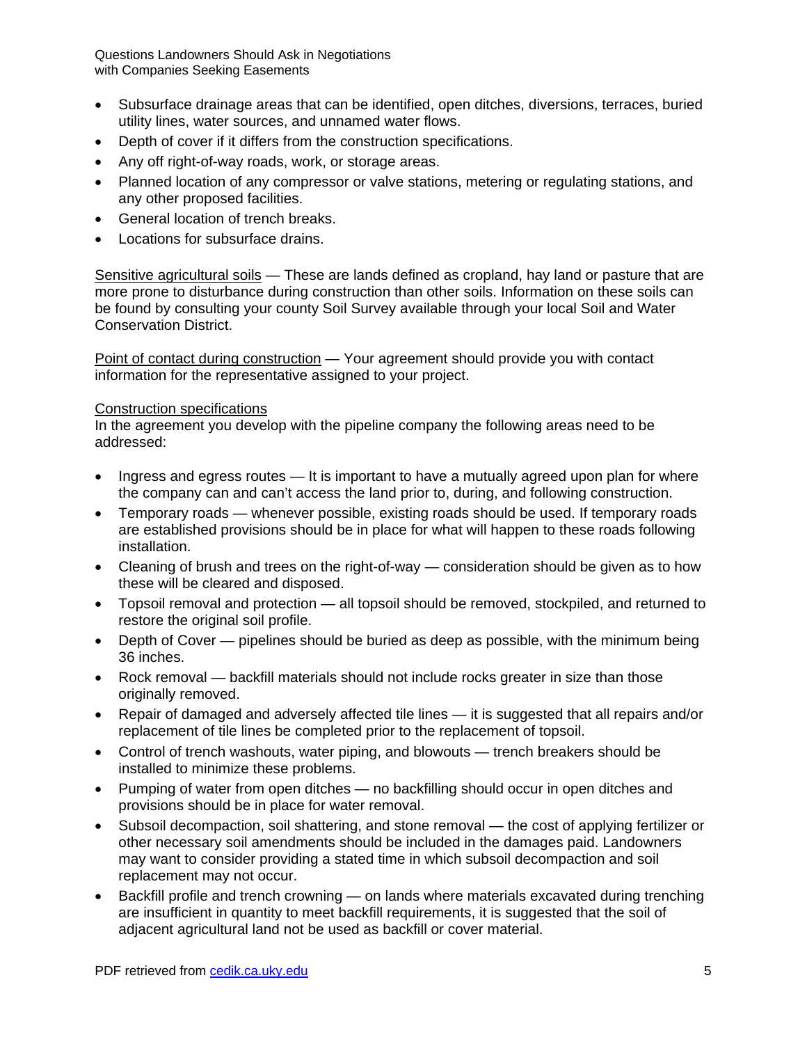- Subsurface drainage areas that can be identified, open ditches, diversions, terraces, buried utility lines, water sources, and unnamed water flows.
- Depth of cover if it differs from the construction specifications.
- Any off right-of-way roads, work, or storage areas.
- Planned location of any compressor or valve stations, metering or regulating stations, and any other proposed facilities.
- General location of trench breaks.
- Locations for subsurface drains.

Sensitive agricultural soils — These are lands defined as cropland, hay land or pasture that are more prone to disturbance during construction than other soils. Information on these soils can be found by consulting your county Soil Survey available through your local Soil and Water Conservation District.

Point of contact during construction — Your agreement should provide you with contact information for the representative assigned to your project.

Construction specifications

In the agreement you develop with the pipeline company the following areas need to be addressed:

- Ingress and egress routes — It is important to have a mutually agreed upon plan for where the company can and can't access the land prior to, during, and following construction.
- Temporary roads — whenever possible, existing roads should be used. If temporary roads are established provisions should be in place for what will happen to these roads following installation.
- Cleaning of brush and trees on the right-of-way — consideration should be given as to how these will be cleared and disposed.
- Topsoil removal and protection — all topsoil should be removed, stockpiled, and returned to restore the original soil profile.
- Depth of Cover — pipelines should be buried as deep as possible, with the minimum being 36 inches.
- Rock removal — backfill materials should not include rocks greater in size than those originally removed.
- Repair of damaged and adversely affected tile lines — it is suggested that all repairs and/or replacement of tile lines be completed prior to the replacement of topsoil.
- Control of trench washouts, water piping, and blowouts — trench breakers should be installed to minimize these problems.
- Pumping of water from open ditches — no backfilling should occur in open ditches and provisions should be in place for water removal.
- Subsoil decompaction, soil shattering, and stone removal — the cost of applying fertilizer or other necessary soil amendments should be included in the damages paid. Landowners may want to consider providing a stated time in which subsoil decompaction and soil replacement may not occur.
- Backfill profile and trench crowning — on lands where materials excavated during trenching are insufficient in quantity to meet backfill requirements, it is suggested that the soil of adjacent agricultural land not be used as backfill or cover material.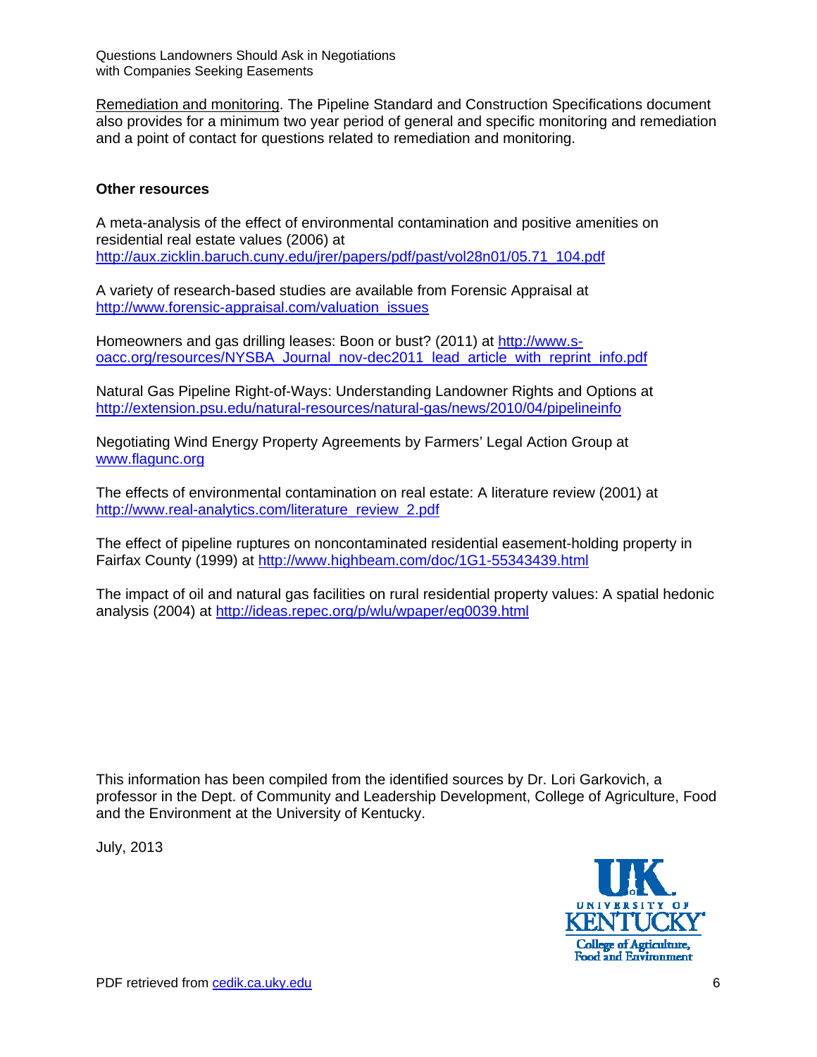Remediation and monitoring. The Pipeline Standard and Construction Specifications document also provides for a minimum two year period of general and specific monitoring and remediation and a point of contact for questions related to remediation and monitoring.

**Other resources**

A meta-analysis of the effect of environmental contamination and positive amenities on residential real estate values (2006) at http://aux.zicklin.baruch.cuny.edu/jrer/papers/pdf/past/vol28n01/05.71_104.pdf

A variety of research-based studies are available from Forensic Appraisal at http://www.forensic-appraisal.com/valuation_issues

Homeowners and gas drilling leases: Boon or bust? (2011) at http://www.s-oacc.org/resources/NYSBA_Journal_nov-dec2011_lead_article_with_reprint_info.pdf

Natural Gas Pipeline Right-of-Ways: Understanding Landowner Rights and Options at http://extension.psu.edu/natural-resources/natural-gas/news/2010/04/pipelineinfo

Negotiating Wind Energy Property Agreements by Farmers' Legal Action Group at www.flagunc.org

The effects of environmental contamination on real estate: A literature review (2001) at http://www.real-analytics.com/literature_review_2.pdf

The effect of pipeline ruptures on noncontaminated residential easement-holding property in Fairfax County (1999) at http://www.highbeam.com/doc/1G1-55343439.html

The impact of oil and natural gas facilities on rural residential property values: A spatial hedonic analysis (2004) at http://ideas.repec.org/p/wlu/wpaper/eg0039.html

This information has been compiled from the identified sources by Dr. Lori Garkovich, a professor in the Dept. of Community and Leadership Development, College of Agriculture, Food and the Environment at the University of Kentucky.

July, 2013

UK UNIVERSITY OF KENTUCKY
College of Agriculture, Food and Environment

PDF retrieved from cedik.ca.uky.edu